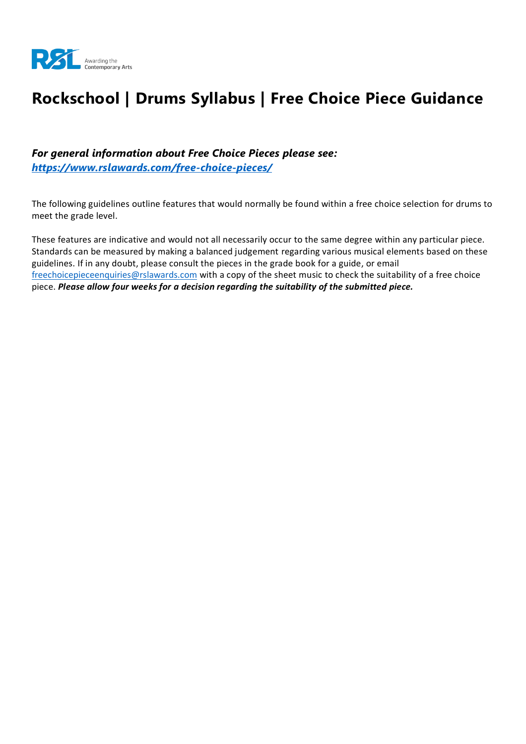# Rockschool | Drums Syllabus | Free Choice Piece Guidance

***For general information about Free Choice Pieces please see:***
***[https://www.rslawards.com/free-choice-pieces/](https://www.rslawards.com/free-choice-pieces/)***

The following guidelines outline features that would normally be found within a free choice selection for drums to meet the grade level.

These features are indicative and would not all necessarily occur to the same degree within any particular piece. Standards can be measured by making a balanced judgement regarding various musical elements based on these guidelines. If in any doubt, please consult the pieces in the grade book for a guide, or email [freechoicepieceenquiries@rslawards.com](mailto:freechoicepieceenquiries@rslawards.com) with a copy of the sheet music to check the suitability of a free choice piece. ***Please allow four weeks for a decision regarding the suitability of the submitted piece.***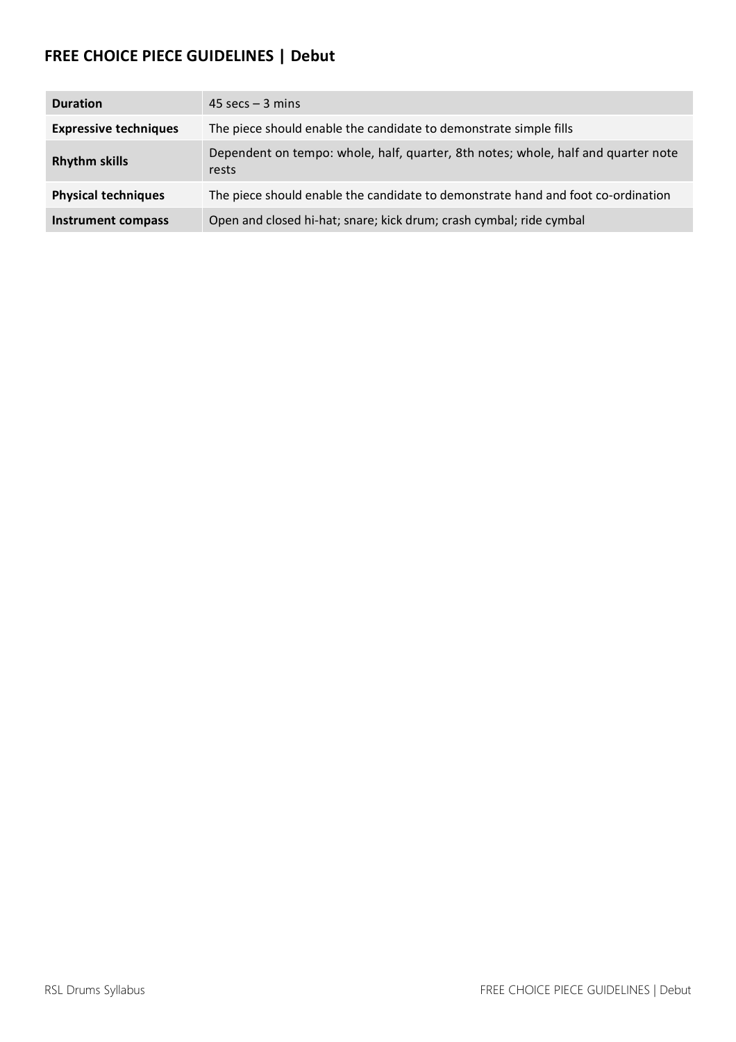## FREE CHOICE PIECE GUIDELINES | Debut

| | |
|---|---|
| **Duration** | 45 secs – 3 mins |
| **Expressive techniques** | The piece should enable the candidate to demonstrate simple fills |
| **Rhythm skills** | Dependent on tempo: whole, half, quarter, 8th notes; whole, half and quarter note rests |
| **Physical techniques** | The piece should enable the candidate to demonstrate hand and foot co-ordination |
| **Instrument compass** | Open and closed hi-hat; snare; kick drum; crash cymbal; ride cymbal |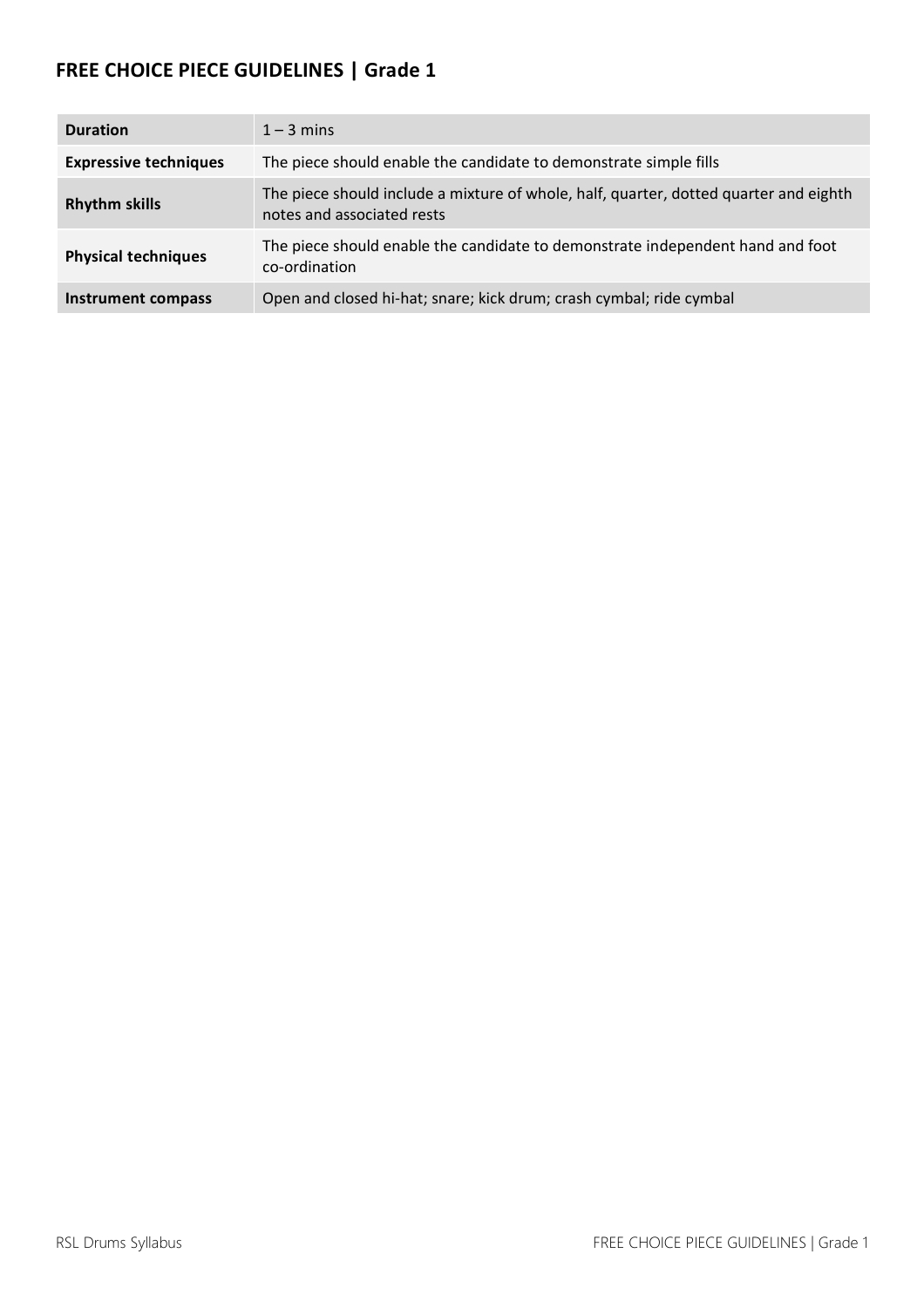## FREE CHOICE PIECE GUIDELINES | Grade 1

| | |
|---|---|
| **Duration** | 1 – 3 mins |
| **Expressive techniques** | The piece should enable the candidate to demonstrate simple fills |
| **Rhythm skills** | The piece should include a mixture of whole, half, quarter, dotted quarter and eighth notes and associated rests |
| **Physical techniques** | The piece should enable the candidate to demonstrate independent hand and foot co-ordination |
| **Instrument compass** | Open and closed hi-hat; snare; kick drum; crash cymbal; ride cymbal |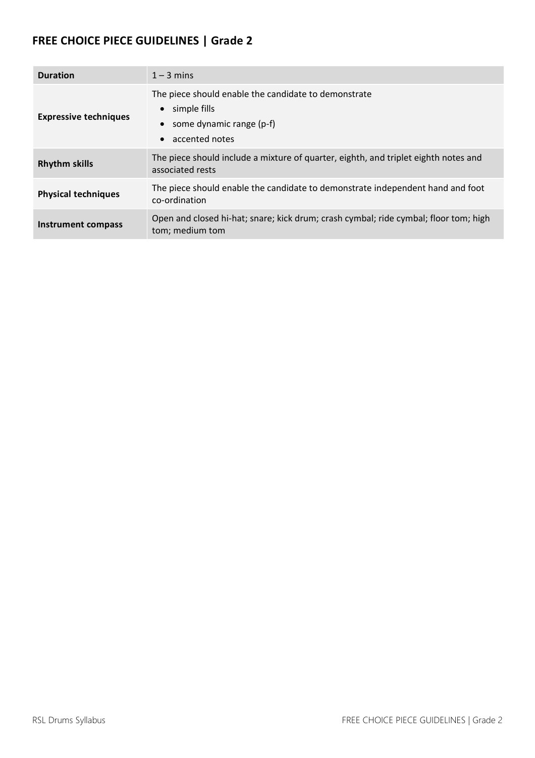## FREE CHOICE PIECE GUIDELINES | Grade 2

| | |
|---|---|
| **Duration** | 1 – 3 mins |
| **Expressive techniques** | The piece should enable the candidate to demonstrate<br>• simple fills<br>• some dynamic range (p-f)<br>• accented notes |
| **Rhythm skills** | The piece should include a mixture of quarter, eighth, and triplet eighth notes and associated rests |
| **Physical techniques** | The piece should enable the candidate to demonstrate independent hand and foot co-ordination |
| **Instrument compass** | Open and closed hi-hat; snare; kick drum; crash cymbal; ride cymbal; floor tom; high tom; medium tom |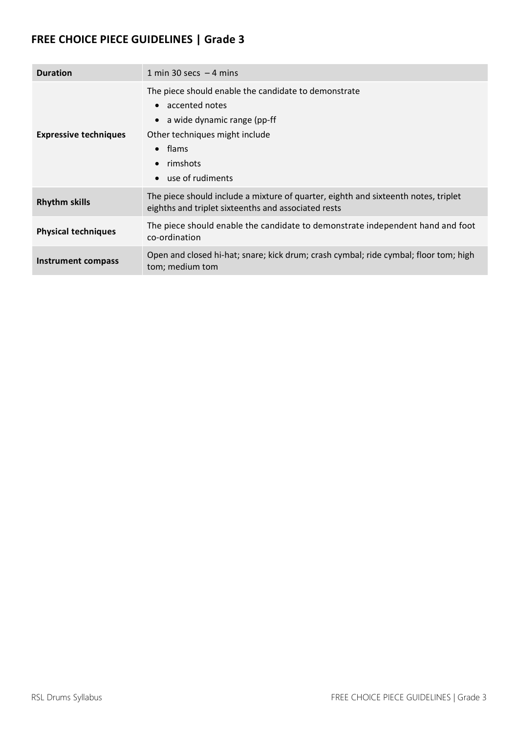## FREE CHOICE PIECE GUIDELINES | Grade 3

| | |
|---|---|
| **Duration** | 1 min 30 secs – 4 mins |
| **Expressive techniques** | The piece should enable the candidate to demonstrate<br>• accented notes<br>• a wide dynamic range (pp-ff<br>Other techniques might include<br>• flams<br>• rimshots<br>• use of rudiments |
| **Rhythm skills** | The piece should include a mixture of quarter, eighth and sixteenth notes, triplet eighths and triplet sixteenths and associated rests |
| **Physical techniques** | The piece should enable the candidate to demonstrate independent hand and foot co-ordination |
| **Instrument compass** | Open and closed hi-hat; snare; kick drum; crash cymbal; ride cymbal; floor tom; high tom; medium tom |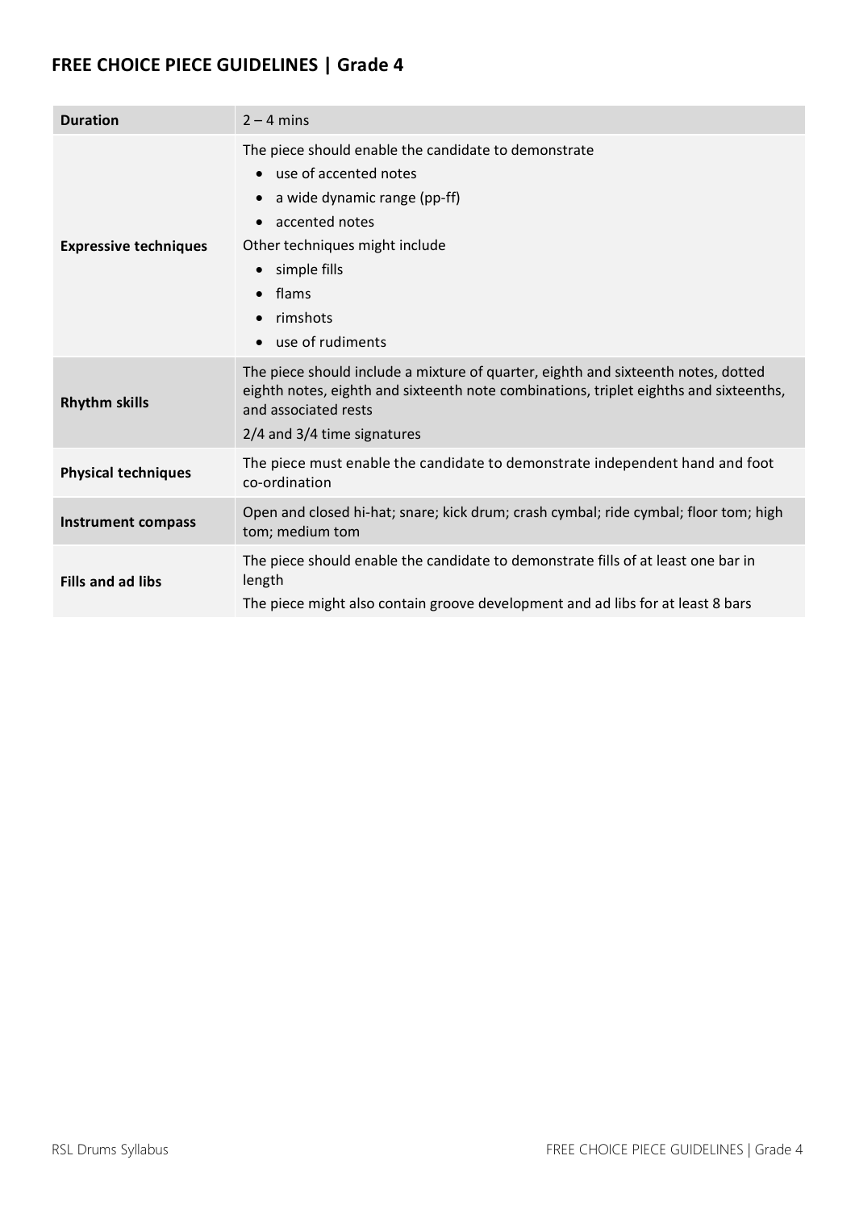## FREE CHOICE PIECE GUIDELINES | Grade 4

| | |
|---|---|
| **Duration** | 2 – 4 mins |
| **Expressive techniques** | The piece should enable the candidate to demonstrate<br>• use of accented notes<br>• a wide dynamic range (pp-ff)<br>• accented notes<br>Other techniques might include<br>• simple fills<br>• flams<br>• rimshots<br>• use of rudiments |
| **Rhythm skills** | The piece should include a mixture of quarter, eighth and sixteenth notes, dotted eighth notes, eighth and sixteenth note combinations, triplet eighths and sixteenths, and associated rests<br>2/4 and 3/4 time signatures |
| **Physical techniques** | The piece must enable the candidate to demonstrate independent hand and foot co-ordination |
| **Instrument compass** | Open and closed hi-hat; snare; kick drum; crash cymbal; ride cymbal; floor tom; high tom; medium tom |
| **Fills and ad libs** | The piece should enable the candidate to demonstrate fills of at least one bar in length<br>The piece might also contain groove development and ad libs for at least 8 bars |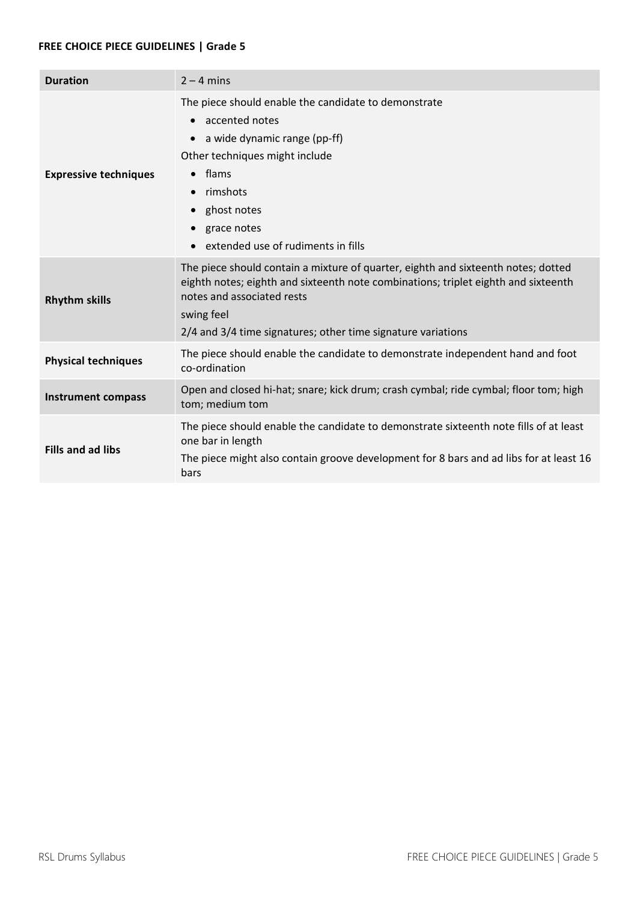**FREE CHOICE PIECE GUIDELINES | Grade 5**

| **Duration** | 2 – 4 mins |
|---|---|
| **Expressive techniques** | The piece should enable the candidate to demonstrate<br>• accented notes<br>• a wide dynamic range (pp-ff)<br>Other techniques might include<br>• flams<br>• rimshots<br>• ghost notes<br>• grace notes<br>• extended use of rudiments in fills |
| **Rhythm skills** | The piece should contain a mixture of quarter, eighth and sixteenth notes; dotted eighth notes; eighth and sixteenth note combinations; triplet eighth and sixteenth notes and associated rests<br>swing feel<br>2/4 and 3/4 time signatures; other time signature variations |
| **Physical techniques** | The piece should enable the candidate to demonstrate independent hand and foot co-ordination |
| **Instrument compass** | Open and closed hi-hat; snare; kick drum; crash cymbal; ride cymbal; floor tom; high tom; medium tom |
| **Fills and ad libs** | The piece should enable the candidate to demonstrate sixteenth note fills of at least one bar in length<br>The piece might also contain groove development for 8 bars and ad libs for at least 16 bars |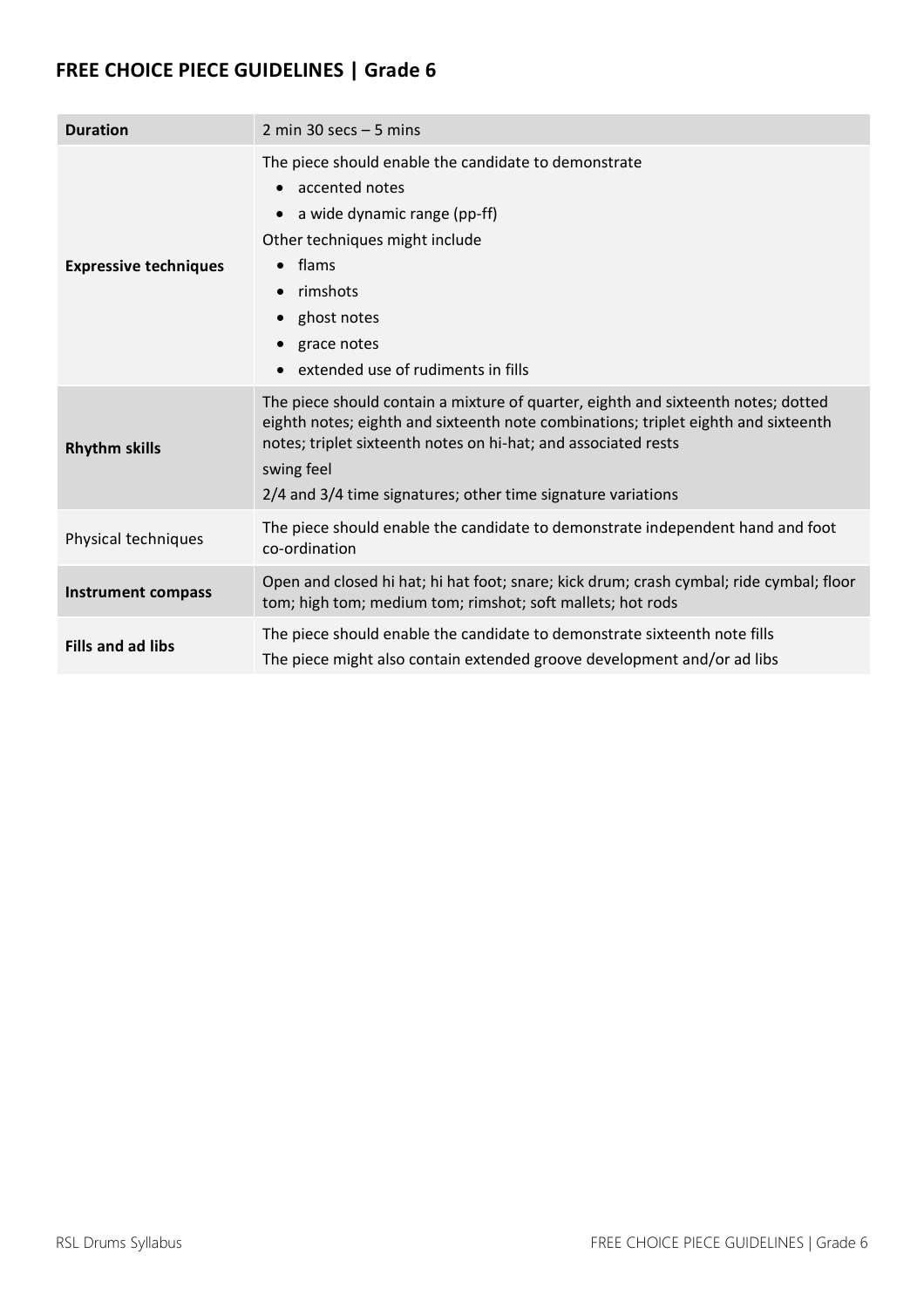## FREE CHOICE PIECE GUIDELINES | Grade 6

| | |
|---|---|
| **Duration** | 2 min 30 secs – 5 mins |
| **Expressive techniques** | The piece should enable the candidate to demonstrate<br>• accented notes<br>• a wide dynamic range (pp-ff)<br>Other techniques might include<br>• flams<br>• rimshots<br>• ghost notes<br>• grace notes<br>• extended use of rudiments in fills |
| **Rhythm skills** | The piece should contain a mixture of quarter, eighth and sixteenth notes; dotted eighth notes; eighth and sixteenth note combinations; triplet eighth and sixteenth notes; triplet sixteenth notes on hi-hat; and associated rests<br>swing feel<br>2/4 and 3/4 time signatures; other time signature variations |
| Physical techniques | The piece should enable the candidate to demonstrate independent hand and foot co-ordination |
| **Instrument compass** | Open and closed hi hat; hi hat foot; snare; kick drum; crash cymbal; ride cymbal; floor tom; high tom; medium tom; rimshot; soft mallets; hot rods |
| **Fills and ad libs** | The piece should enable the candidate to demonstrate sixteenth note fills<br>The piece might also contain extended groove development and/or ad libs |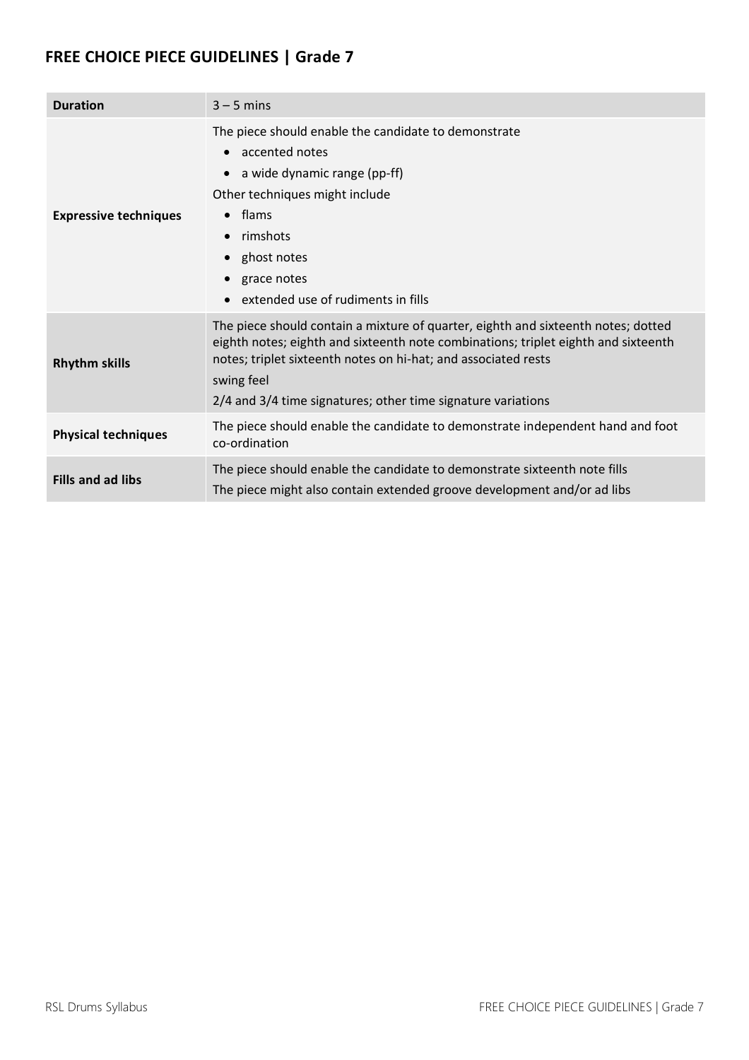## FREE CHOICE PIECE GUIDELINES | Grade 7

| | |
|---|---|
| **Duration** | 3 – 5 mins |
| **Expressive techniques** | The piece should enable the candidate to demonstrate<br>• accented notes<br>• a wide dynamic range (pp-ff)<br>Other techniques might include<br>• flams<br>• rimshots<br>• ghost notes<br>• grace notes<br>• extended use of rudiments in fills |
| **Rhythm skills** | The piece should contain a mixture of quarter, eighth and sixteenth notes; dotted eighth notes; eighth and sixteenth note combinations; triplet eighth and sixteenth notes; triplet sixteenth notes on hi-hat; and associated rests<br>swing feel<br>2/4 and 3/4 time signatures; other time signature variations |
| **Physical techniques** | The piece should enable the candidate to demonstrate independent hand and foot co-ordination |
| **Fills and ad libs** | The piece should enable the candidate to demonstrate sixteenth note fills<br>The piece might also contain extended groove development and/or ad libs |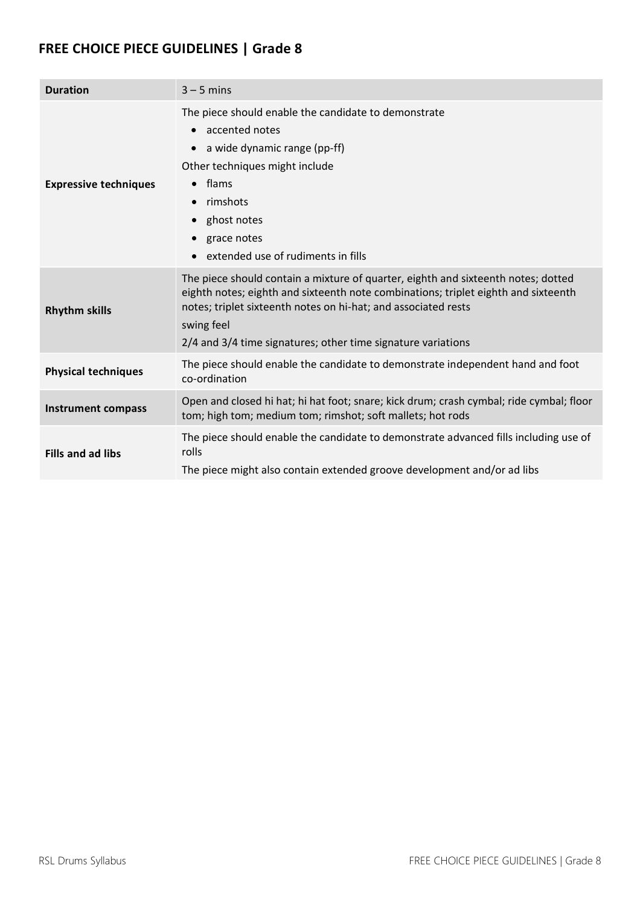## FREE CHOICE PIECE GUIDELINES | Grade 8

| | |
|---|---|
| **Duration** | 3 – 5 mins |
| **Expressive techniques** | The piece should enable the candidate to demonstrate<br>• accented notes<br>• a wide dynamic range (pp-ff)<br>Other techniques might include<br>• flams<br>• rimshots<br>• ghost notes<br>• grace notes<br>• extended use of rudiments in fills |
| **Rhythm skills** | The piece should contain a mixture of quarter, eighth and sixteenth notes; dotted eighth notes; eighth and sixteenth note combinations; triplet eighth and sixteenth notes; triplet sixteenth notes on hi-hat; and associated rests<br>swing feel<br>2/4 and 3/4 time signatures; other time signature variations |
| **Physical techniques** | The piece should enable the candidate to demonstrate independent hand and foot co-ordination |
| **Instrument compass** | Open and closed hi hat; hi hat foot; snare; kick drum; crash cymbal; ride cymbal; floor tom; high tom; medium tom; rimshot; soft mallets; hot rods |
| **Fills and ad libs** | The piece should enable the candidate to demonstrate advanced fills including use of rolls<br>The piece might also contain extended groove development and/or ad libs |